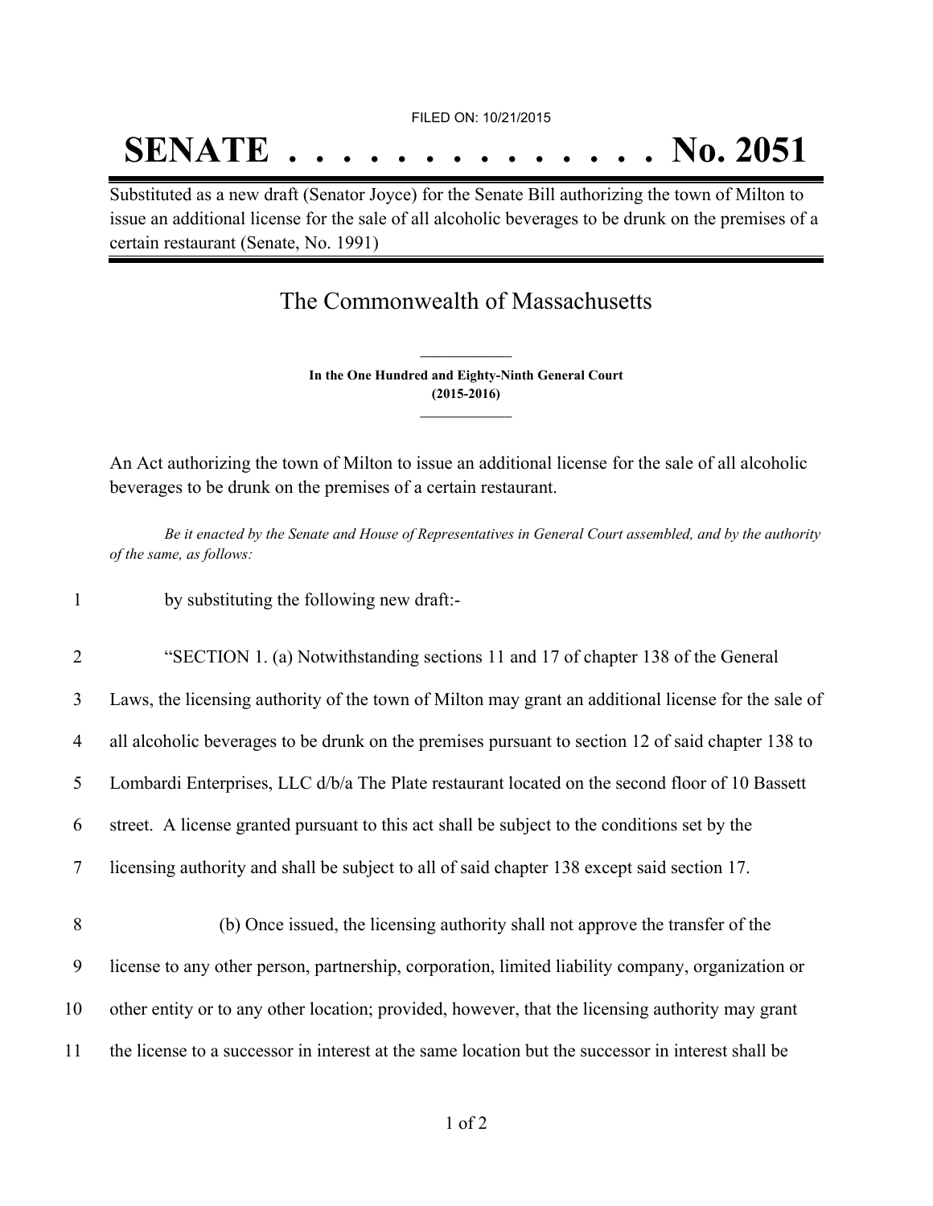FILED ON: 10/21/2015

# SENATE . . . . . . . . . . . . . . No. 2051

Substituted as a new draft (Senator Joyce) for the Senate Bill authorizing the town of Milton to issue an additional license for the sale of all alcoholic beverages to be drunk on the premises of a certain restaurant (Senate, No. 1991)

## The Commonwealth of Massachusetts

**In the One Hundred and Eighty-Ninth General Court**
**(2015-2016)**

An Act authorizing the town of Milton to issue an additional license for the sale of all alcoholic beverages to be drunk on the premises of a certain restaurant.

*Be it enacted by the Senate and House of Representatives in General Court assembled, and by the authority of the same, as follows:*

1 by substituting the following new draft:-

2 "SECTION 1. (a) Notwithstanding sections 11 and 17 of chapter 138 of the General
3 Laws, the licensing authority of the town of Milton may grant an additional license for the sale of
4 all alcoholic beverages to be drunk on the premises pursuant to section 12 of said chapter 138 to
5 Lombardi Enterprises, LLC d/b/a The Plate restaurant located on the second floor of 10 Bassett
6 street. A license granted pursuant to this act shall be subject to the conditions set by the
7 licensing authority and shall be subject to all of said chapter 138 except said section 17.

8 (b) Once issued, the licensing authority shall not approve the transfer of the
9 license to any other person, partnership, corporation, limited liability company, organization or
10 other entity or to any other location; provided, however, that the licensing authority may grant
11 the license to a successor in interest at the same location but the successor in interest shall be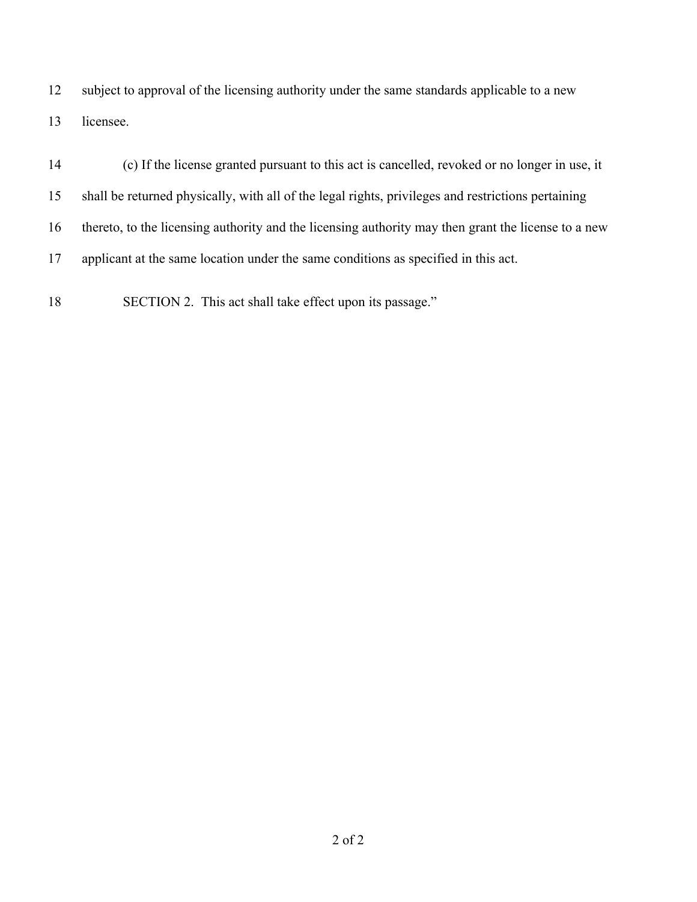subject to approval of the licensing authority under the same standards applicable to a new licensee.

(c) If the license granted pursuant to this act is cancelled, revoked or no longer in use, it shall be returned physically, with all of the legal rights, privileges and restrictions pertaining thereto, to the licensing authority and the licensing authority may then grant the license to a new applicant at the same location under the same conditions as specified in this act.

SECTION 2. This act shall take effect upon its passage."